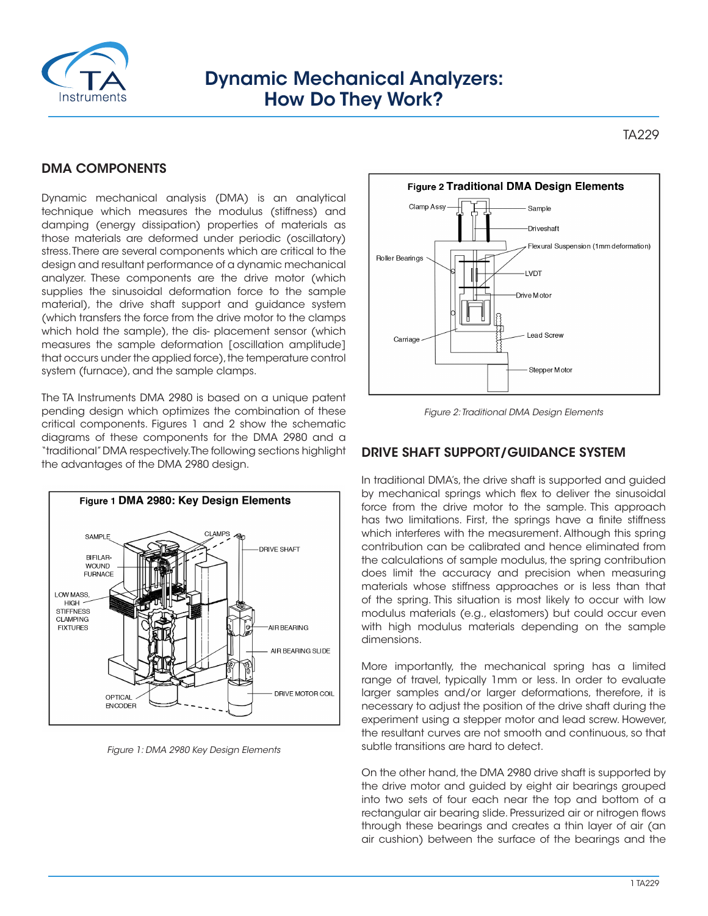# Dynamic Mechanical Analyzers: How Do They Work?

TA229

## DMA COMPONENTS

Dynamic mechanical analysis (DMA) is an analytical technique which measures the modulus (stiffness) and damping (energy dissipation) properties of materials as those materials are deformed under periodic (oscillatory) stress. There are several components which are critical to the design and resultant performance of a dynamic mechanical analyzer. These components are the drive motor (which supplies the sinusoidal deformation force to the sample material), the drive shaft support and guidance system (which transfers the force from the drive motor to the clamps which hold the sample), the dis- placement sensor (which measures the sample deformation [oscillation amplitude] that occurs under the applied force), the temperature control system (furnace), and the sample clamps.

The TA Instruments DMA 2980 is based on a unique patent pending design which optimizes the combination of these critical components. Figures 1 and 2 show the schematic diagrams of these components for the DMA 2980 and a "traditional" DMA respectively. The following sections highlight the advantages of the DMA 2980 design.

**Figure 1 DMA 2980: Key Design Elements**

SAMPLE, CLAMPS, DRIVE SHAFT, BIFILAR-WOUND FURNACE, LOW MASS, HIGH STIFFNESS CLAMPING FIXTURES, AIR BEARING, AIR BEARING SLIDE, OPTICAL ENCODER, DRIVE MOTOR COIL

*Figure 1: DMA 2980 Key Design Elements*

**Figure 2 Traditional DMA Design Elements**

Clamp Assy, Sample, Driveshaft, Flexural Suspension (1mm deformation), Roller Bearings, LVDT, Drive Motor, Carriage, Lead Screw, Stepper Motor

*Figure 2: Traditional DMA Design Elements*

## DRIVE SHAFT SUPPORT/GUIDANCE SYSTEM

In traditional DMA's, the drive shaft is supported and guided by mechanical springs which flex to deliver the sinusoidal force from the drive motor to the sample. This approach has two limitations. First, the springs have a finite stiffness which interferes with the measurement. Although this spring contribution can be calibrated and hence eliminated from the calculations of sample modulus, the spring contribution does limit the accuracy and precision when measuring materials whose stiffness approaches or is less than that of the spring. This situation is most likely to occur with low modulus materials (e.g., elastomers) but could occur even with high modulus materials depending on the sample dimensions.

More importantly, the mechanical spring has a limited range of travel, typically 1mm or less. In order to evaluate larger samples and/or larger deformations, therefore, it is necessary to adjust the position of the drive shaft during the experiment using a stepper motor and lead screw. However, the resultant curves are not smooth and continuous, so that subtle transitions are hard to detect.

On the other hand, the DMA 2980 drive shaft is supported by the drive motor and guided by eight air bearings grouped into two sets of four each near the top and bottom of a rectangular air bearing slide. Pressurized air or nitrogen flows through these bearings and creates a thin layer of air (an air cushion) between the surface of the bearings and the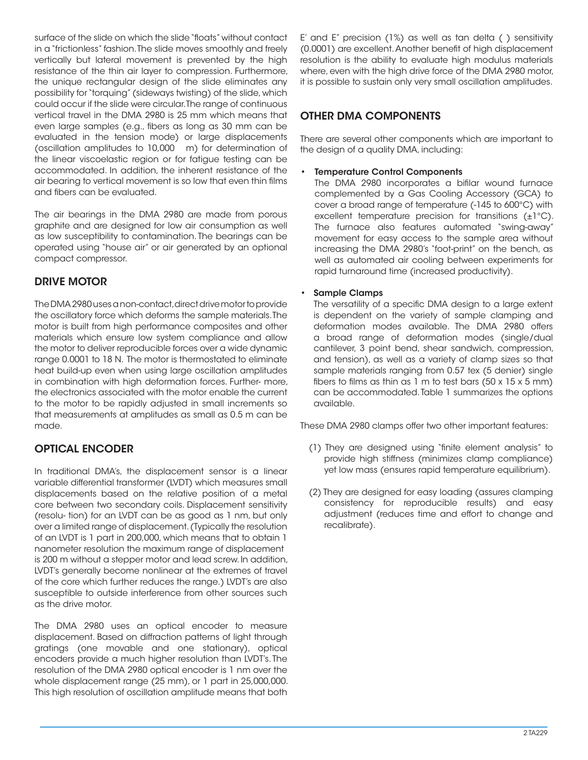surface of the slide on which the slide "floats" without contact in a "frictionless" fashion. The slide moves smoothly and freely vertically but lateral movement is prevented by the high resistance of the thin air layer to compression. Furthermore, the unique rectangular design of the slide eliminates any possibility for "torquing" (sideways twisting) of the slide, which could occur if the slide were circular. The range of continuous vertical travel in the DMA 2980 is 25 mm which means that even large samples (e.g., fibers as long as 30 mm can be evaluated in the tension mode) or large displacements (oscillation amplitudes to 10,000 m) for determination of the linear viscoelastic region or for fatigue testing can be accommodated. In addition, the inherent resistance of the air bearing to vertical movement is so low that even thin films and fibers can be evaluated.

The air bearings in the DMA 2980 are made from porous graphite and are designed for low air consumption as well as low susceptibility to contamination. The bearings can be operated using "house air" or air generated by an optional compact compressor.

## DRIVE MOTOR

The DMA 2980 uses a non-contact, direct drive motor to provide the oscillatory force which deforms the sample materials. The motor is built from high performance composites and other materials which ensure low system compliance and allow the motor to deliver reproducible forces over a wide dynamic range 0.0001 to 18 N. The motor is thermostated to eliminate heat build-up even when using large oscillation amplitudes in combination with high deformation forces. Further- more, the electronics associated with the motor enable the current to the motor to be rapidly adjusted in small increments so that measurements at amplitudes as small as 0.5 m can be made.

## OPTICAL ENCODER

In traditional DMA's, the displacement sensor is a linear variable differential transformer (LVDT) which measures small displacements based on the relative position of a metal core between two secondary coils. Displacement sensitivity (resolu- tion) for an LVDT can be as good as 1 nm, but only over a limited range of displacement. (Typically the resolution of an LVDT is 1 part in 200,000, which means that to obtain 1 nanometer resolution the maximum range of displacement is 200 m without a stepper motor and lead screw. In addition, LVDT's generally become nonlinear at the extremes of travel of the core which further reduces the range.) LVDT's are also susceptible to outside interference from other sources such as the drive motor.

The DMA 2980 uses an optical encoder to measure displacement. Based on diffraction patterns of light through gratings (one movable and one stationary), optical encoders provide a much higher resolution than LVDT's. The resolution of the DMA 2980 optical encoder is 1 nm over the whole displacement range (25 mm), or 1 part in 25,000,000. This high resolution of oscillation amplitude means that both E′ and E″ precision (1%) as well as tan delta ( ) sensitivity (0.0001) are excellent. Another benefit of high displacement resolution is the ability to evaluate high modulus materials where, even with the high drive force of the DMA 2980 motor, it is possible to sustain only very small oscillation amplitudes.

## OTHER DMA COMPONENTS

There are several other components which are important to the design of a quality DMA, including:

- **Temperature Control Components**
  The DMA 2980 incorporates a bifilar wound furnace complemented by a Gas Cooling Accessory (GCA) to cover a broad range of temperature (-145 to 600°C) with excellent temperature precision for transitions (±1°C). The furnace also features automated "swing-away" movement for easy access to the sample area without increasing the DMA 2980's "foot-print" on the bench, as well as automated air cooling between experiments for rapid turnaround time (increased productivity).

- **Sample Clamps**
  The versatility of a specific DMA design to a large extent is dependent on the variety of sample clamping and deformation modes available. The DMA 2980 offers a broad range of deformation modes (single/dual cantilever, 3 point bend, shear sandwich, compression, and tension), as well as a variety of clamp sizes so that sample materials ranging from 0.57 tex (5 denier) single fibers to films as thin as 1 m to test bars (50 x 15 x 5 mm) can be accommodated. Table 1 summarizes the options available.

These DMA 2980 clamps offer two other important features:

(1) They are designed using "finite element analysis" to provide high stiffness (minimizes clamp compliance) yet low mass (ensures rapid temperature equilibrium).

(2) They are designed for easy loading (assures clamping consistency for reproducible results) and easy adjustment (reduces time and effort to change and recalibrate).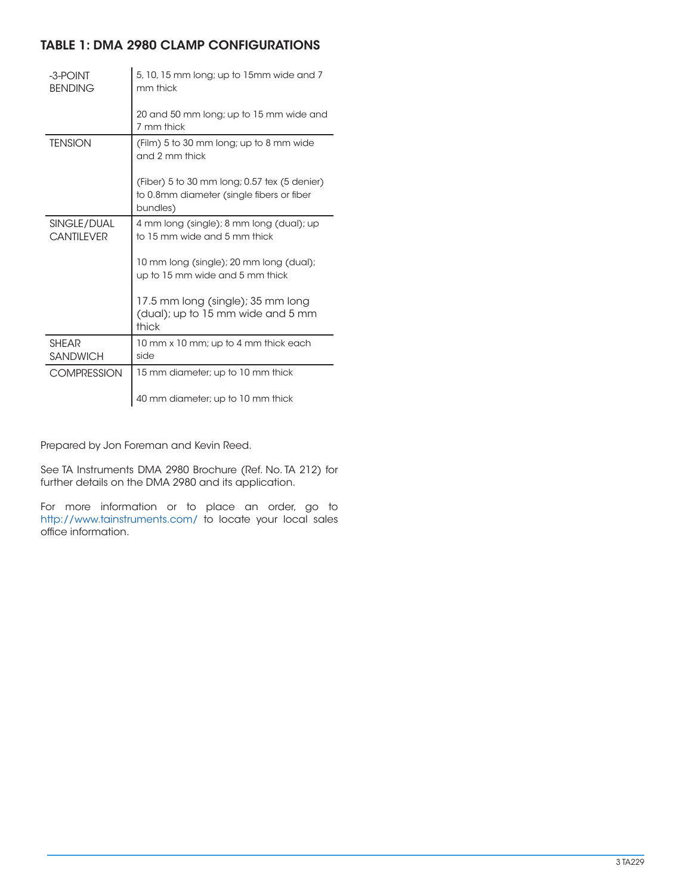## TABLE 1: DMA 2980 CLAMP CONFIGURATIONS

| | |
|---|---|
| -3-POINT BENDING | 5, 10, 15 mm long; up to 15mm wide and 7 mm thick |
| | 20 and 50 mm long; up to 15 mm wide and 7 mm thick |
| TENSION | (Film) 5 to 30 mm long; up to 8 mm wide and 2 mm thick |
| | (Fiber) 5 to 30 mm long; 0.57 tex (5 denier) to 0.8mm diameter (single fibers or fiber bundles) |
| SINGLE/DUAL CANTILEVER | 4 mm long (single); 8 mm long (dual); up to 15 mm wide and 5 mm thick |
| | 10 mm long (single); 20 mm long (dual); up to 15 mm wide and 5 mm thick |
| | 17.5 mm long (single); 35 mm long (dual); up to 15 mm wide and 5 mm thick |
| SHEAR SANDWICH | 10 mm x 10 mm; up to 4 mm thick each side |
| COMPRESSION | 15 mm diameter; up to 10 mm thick |
| | 40 mm diameter; up to 10 mm thick |

Prepared by Jon Foreman and Kevin Reed.

See TA Instruments DMA 2980 Brochure (Ref. No. TA 212) for further details on the DMA 2980 and its application.

For more information or to place an order, go to http://www.tainstruments.com/ to locate your local sales office information.